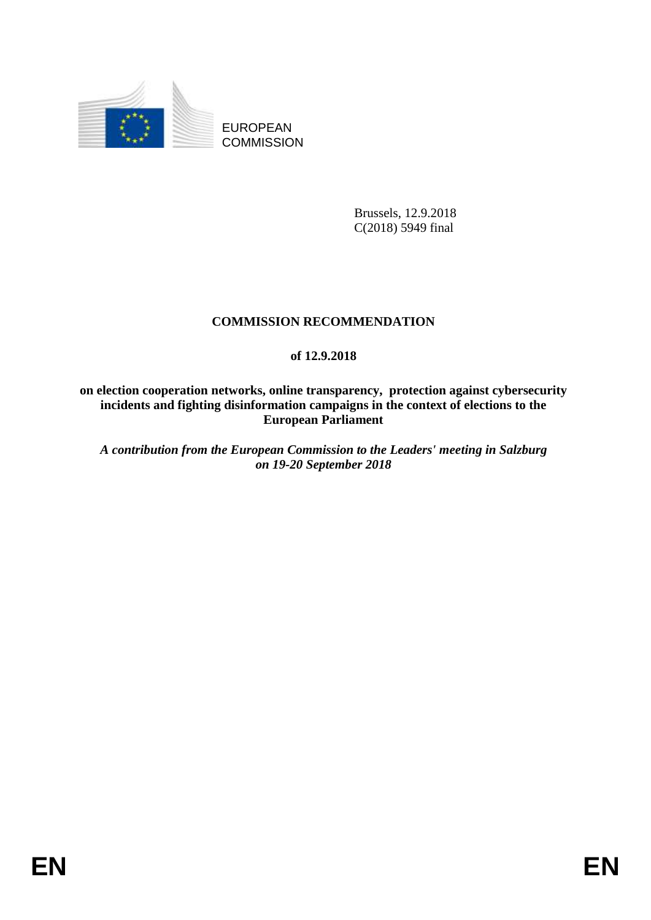EUROPEAN
COMMISSION

Brussels, 12.9.2018
C(2018) 5949 final

# COMMISSION RECOMMENDATION

**of 12.9.2018**

**on election cooperation networks, online transparency, protection against cybersecurity incidents and fighting disinformation campaigns in the context of elections to the European Parliament**

***A contribution from the European Commission to the Leaders' meeting in Salzburg on 19-20 September 2018***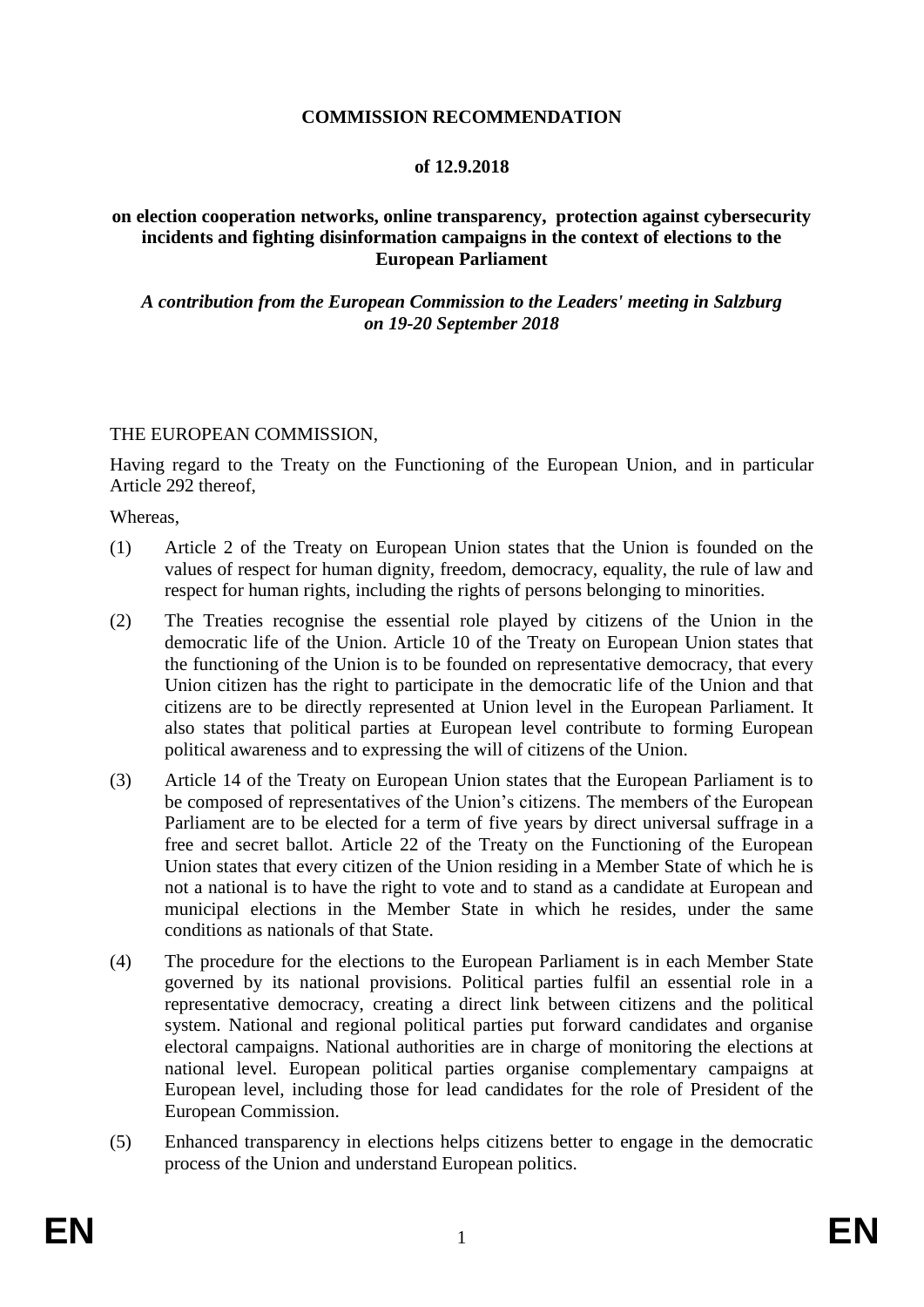**COMMISSION RECOMMENDATION**

**of 12.9.2018**

**on election cooperation networks, online transparency, protection against cybersecurity incidents and fighting disinformation campaigns in the context of elections to the European Parliament**

***A contribution from the European Commission to the Leaders' meeting in Salzburg on 19-20 September 2018***

THE EUROPEAN COMMISSION,

Having regard to the Treaty on the Functioning of the European Union, and in particular Article 292 thereof,

Whereas,

(1) Article 2 of the Treaty on European Union states that the Union is founded on the values of respect for human dignity, freedom, democracy, equality, the rule of law and respect for human rights, including the rights of persons belonging to minorities.

(2) The Treaties recognise the essential role played by citizens of the Union in the democratic life of the Union. Article 10 of the Treaty on European Union states that the functioning of the Union is to be founded on representative democracy, that every Union citizen has the right to participate in the democratic life of the Union and that citizens are to be directly represented at Union level in the European Parliament. It also states that political parties at European level contribute to forming European political awareness and to expressing the will of citizens of the Union.

(3) Article 14 of the Treaty on European Union states that the European Parliament is to be composed of representatives of the Union's citizens. The members of the European Parliament are to be elected for a term of five years by direct universal suffrage in a free and secret ballot. Article 22 of the Treaty on the Functioning of the European Union states that every citizen of the Union residing in a Member State of which he is not a national is to have the right to vote and to stand as a candidate at European and municipal elections in the Member State in which he resides, under the same conditions as nationals of that State.

(4) The procedure for the elections to the European Parliament is in each Member State governed by its national provisions. Political parties fulfil an essential role in a representative democracy, creating a direct link between citizens and the political system. National and regional political parties put forward candidates and organise electoral campaigns. National authorities are in charge of monitoring the elections at national level. European political parties organise complementary campaigns at European level, including those for lead candidates for the role of President of the European Commission.

(5) Enhanced transparency in elections helps citizens better to engage in the democratic process of the Union and understand European politics.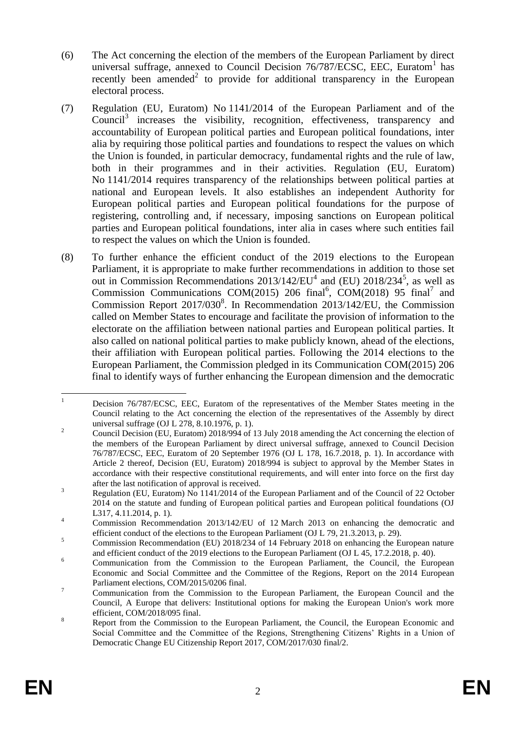(6) The Act concerning the election of the members of the European Parliament by direct universal suffrage, annexed to Council Decision 76/787/ECSC, EEC, Euratom[1] has recently been amended[2] to provide for additional transparency in the European electoral process.

(7) Regulation (EU, Euratom) No 1141/2014 of the European Parliament and of the Council[3] increases the visibility, recognition, effectiveness, transparency and accountability of European political parties and European political foundations, inter alia by requiring those political parties and foundations to respect the values on which the Union is founded, in particular democracy, fundamental rights and the rule of law, both in their programmes and in their activities. Regulation (EU, Euratom) No 1141/2014 requires transparency of the relationships between political parties at national and European levels. It also establishes an independent Authority for European political parties and European political foundations for the purpose of registering, controlling and, if necessary, imposing sanctions on European political parties and European political foundations, inter alia in cases where such entities fail to respect the values on which the Union is founded.

(8) To further enhance the efficient conduct of the 2019 elections to the European Parliament, it is appropriate to make further recommendations in addition to those set out in Commission Recommendations 2013/142/EU[4] and (EU) 2018/234[5], as well as Commission Communications COM(2015) 206 final[6], COM(2018) 95 final[7] and Commission Report 2017/030[8]. In Recommendation 2013/142/EU, the Commission called on Member States to encourage and facilitate the provision of information to the electorate on the affiliation between national parties and European political parties. It also called on national political parties to make publicly known, ahead of the elections, their affiliation with European political parties. Following the 2014 elections to the European Parliament, the Commission pledged in its Communication COM(2015) 206 final to identify ways of further enhancing the European dimension and the democratic

---

[1] Decision 76/787/ECSC, EEC, Euratom of the representatives of the Member States meeting in the Council relating to the Act concerning the election of the representatives of the Assembly by direct universal suffrage (OJ L 278, 8.10.1976, p. 1).

[2] Council Decision (EU, Euratom) 2018/994 of 13 July 2018 amending the Act concerning the election of the members of the European Parliament by direct universal suffrage, annexed to Council Decision 76/787/ECSC, EEC, Euratom of 20 September 1976 (OJ L 178, 16.7.2018, p. 1). In accordance with Article 2 thereof, Decision (EU, Euratom) 2018/994 is subject to approval by the Member States in accordance with their respective constitutional requirements, and will enter into force on the first day after the last notification of approval is received.

[3] Regulation (EU, Euratom) No 1141/2014 of the European Parliament and of the Council of 22 October 2014 on the statute and funding of European political parties and European political foundations (OJ L317, 4.11.2014, p. 1).

[4] Commission Recommendation 2013/142/EU of 12 March 2013 on enhancing the democratic and efficient conduct of the elections to the European Parliament (OJ L 79, 21.3.2013, p. 29).

[5] Commission Recommendation (EU) 2018/234 of 14 February 2018 on enhancing the European nature and efficient conduct of the 2019 elections to the European Parliament (OJ L 45, 17.2.2018, p. 40).

[6] Communication from the Commission to the European Parliament, the Council, the European Economic and Social Committee and the Committee of the Regions, Report on the 2014 European Parliament elections, COM/2015/0206 final.

[7] Communication from the Commission to the European Parliament, the European Council and the Council, A Europe that delivers: Institutional options for making the European Union's work more efficient, COM/2018/095 final.

[8] Report from the Commission to the European Parliament, the Council, the European Economic and Social Committee and the Committee of the Regions, Strengthening Citizens' Rights in a Union of Democratic Change EU Citizenship Report 2017, COM/2017/030 final/2.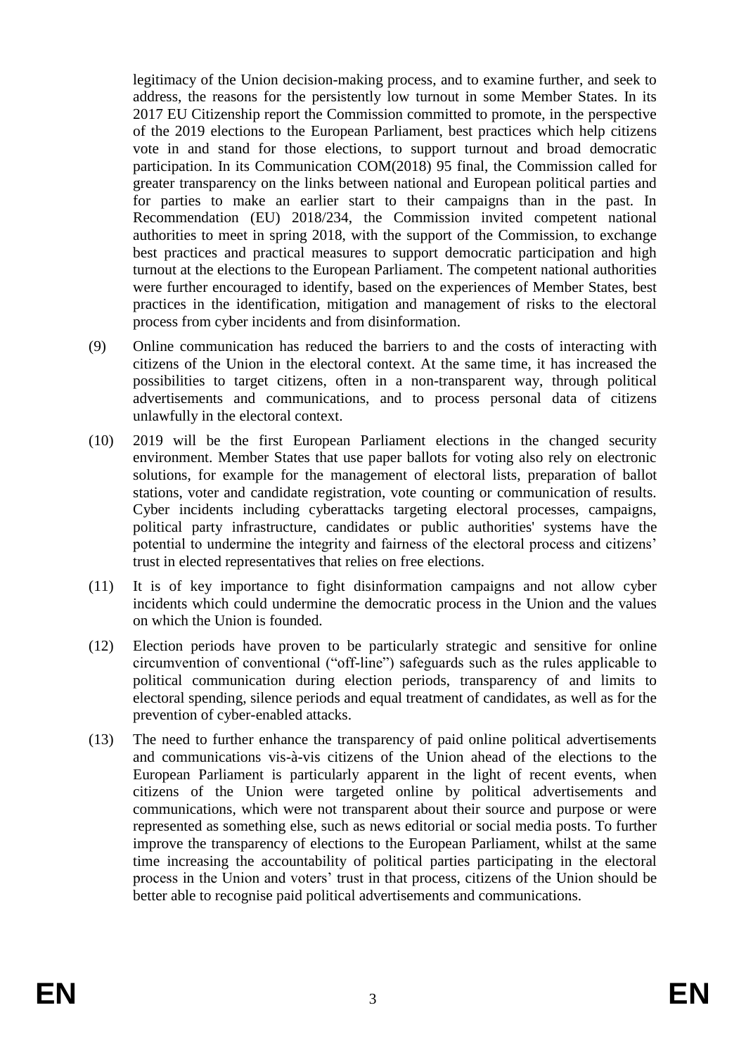legitimacy of the Union decision-making process, and to examine further, and seek to address, the reasons for the persistently low turnout in some Member States. In its 2017 EU Citizenship report the Commission committed to promote, in the perspective of the 2019 elections to the European Parliament, best practices which help citizens vote in and stand for those elections, to support turnout and broad democratic participation. In its Communication COM(2018) 95 final, the Commission called for greater transparency on the links between national and European political parties and for parties to make an earlier start to their campaigns than in the past. In Recommendation (EU) 2018/234, the Commission invited competent national authorities to meet in spring 2018, with the support of the Commission, to exchange best practices and practical measures to support democratic participation and high turnout at the elections to the European Parliament. The competent national authorities were further encouraged to identify, based on the experiences of Member States, best practices in the identification, mitigation and management of risks to the electoral process from cyber incidents and from disinformation.

(9) Online communication has reduced the barriers to and the costs of interacting with citizens of the Union in the electoral context. At the same time, it has increased the possibilities to target citizens, often in a non-transparent way, through political advertisements and communications, and to process personal data of citizens unlawfully in the electoral context.

(10) 2019 will be the first European Parliament elections in the changed security environment. Member States that use paper ballots for voting also rely on electronic solutions, for example for the management of electoral lists, preparation of ballot stations, voter and candidate registration, vote counting or communication of results. Cyber incidents including cyberattacks targeting electoral processes, campaigns, political party infrastructure, candidates or public authorities' systems have the potential to undermine the integrity and fairness of the electoral process and citizens' trust in elected representatives that relies on free elections.

(11) It is of key importance to fight disinformation campaigns and not allow cyber incidents which could undermine the democratic process in the Union and the values on which the Union is founded.

(12) Election periods have proven to be particularly strategic and sensitive for online circumvention of conventional ("off-line") safeguards such as the rules applicable to political communication during election periods, transparency of and limits to electoral spending, silence periods and equal treatment of candidates, as well as for the prevention of cyber-enabled attacks.

(13) The need to further enhance the transparency of paid online political advertisements and communications vis-à-vis citizens of the Union ahead of the elections to the European Parliament is particularly apparent in the light of recent events, when citizens of the Union were targeted online by political advertisements and communications, which were not transparent about their source and purpose or were represented as something else, such as news editorial or social media posts. To further improve the transparency of elections to the European Parliament, whilst at the same time increasing the accountability of political parties participating in the electoral process in the Union and voters' trust in that process, citizens of the Union should be better able to recognise paid political advertisements and communications.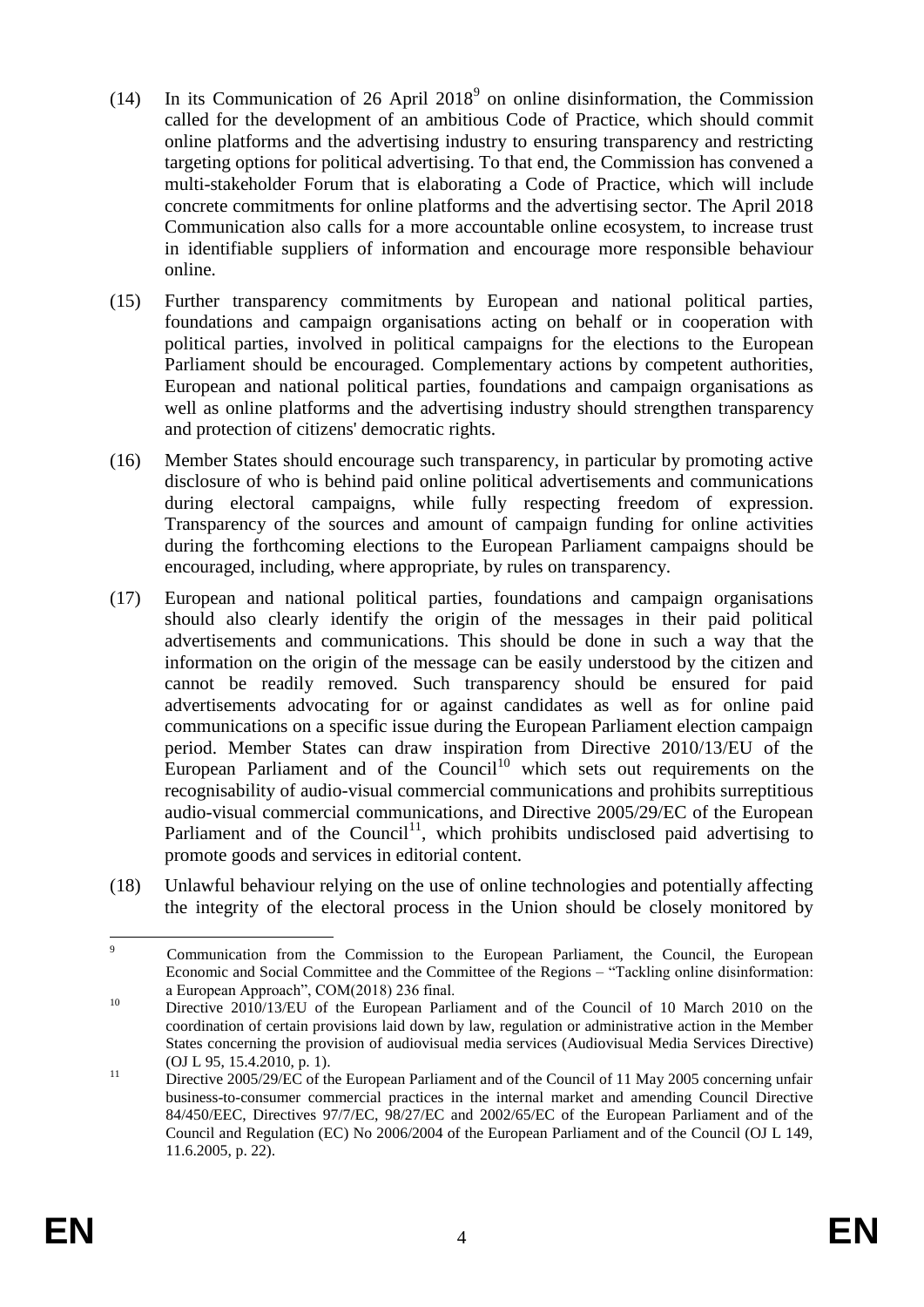(14) In its Communication of 26 April 2018[9] on online disinformation, the Commission called for the development of an ambitious Code of Practice, which should commit online platforms and the advertising industry to ensuring transparency and restricting targeting options for political advertising. To that end, the Commission has convened a multi-stakeholder Forum that is elaborating a Code of Practice, which will include concrete commitments for online platforms and the advertising sector. The April 2018 Communication also calls for a more accountable online ecosystem, to increase trust in identifiable suppliers of information and encourage more responsible behaviour online.

(15) Further transparency commitments by European and national political parties, foundations and campaign organisations acting on behalf or in cooperation with political parties, involved in political campaigns for the elections to the European Parliament should be encouraged. Complementary actions by competent authorities, European and national political parties, foundations and campaign organisations as well as online platforms and the advertising industry should strengthen transparency and protection of citizens' democratic rights.

(16) Member States should encourage such transparency, in particular by promoting active disclosure of who is behind paid online political advertisements and communications during electoral campaigns, while fully respecting freedom of expression. Transparency of the sources and amount of campaign funding for online activities during the forthcoming elections to the European Parliament campaigns should be encouraged, including, where appropriate, by rules on transparency.

(17) European and national political parties, foundations and campaign organisations should also clearly identify the origin of the messages in their paid political advertisements and communications. This should be done in such a way that the information on the origin of the message can be easily understood by the citizen and cannot be readily removed. Such transparency should be ensured for paid advertisements advocating for or against candidates as well as for online paid communications on a specific issue during the European Parliament election campaign period. Member States can draw inspiration from Directive 2010/13/EU of the European Parliament and of the Council[10] which sets out requirements on the recognisability of audio-visual commercial communications and prohibits surreptitious audio-visual commercial communications, and Directive 2005/29/EC of the European Parliament and of the Council[11], which prohibits undisclosed paid advertising to promote goods and services in editorial content.

(18) Unlawful behaviour relying on the use of online technologies and potentially affecting the integrity of the electoral process in the Union should be closely monitored by

---

[9] Communication from the Commission to the European Parliament, the Council, the European Economic and Social Committee and the Committee of the Regions – "Tackling online disinformation: a European Approach", COM(2018) 236 final.

[10] Directive 2010/13/EU of the European Parliament and of the Council of 10 March 2010 on the coordination of certain provisions laid down by law, regulation or administrative action in the Member States concerning the provision of audiovisual media services (Audiovisual Media Services Directive) (OJ L 95, 15.4.2010, p. 1).

[11] Directive 2005/29/EC of the European Parliament and of the Council of 11 May 2005 concerning unfair business-to-consumer commercial practices in the internal market and amending Council Directive 84/450/EEC, Directives 97/7/EC, 98/27/EC and 2002/65/EC of the European Parliament and of the Council and Regulation (EC) No 2006/2004 of the European Parliament and of the Council (OJ L 149, 11.6.2005, p. 22).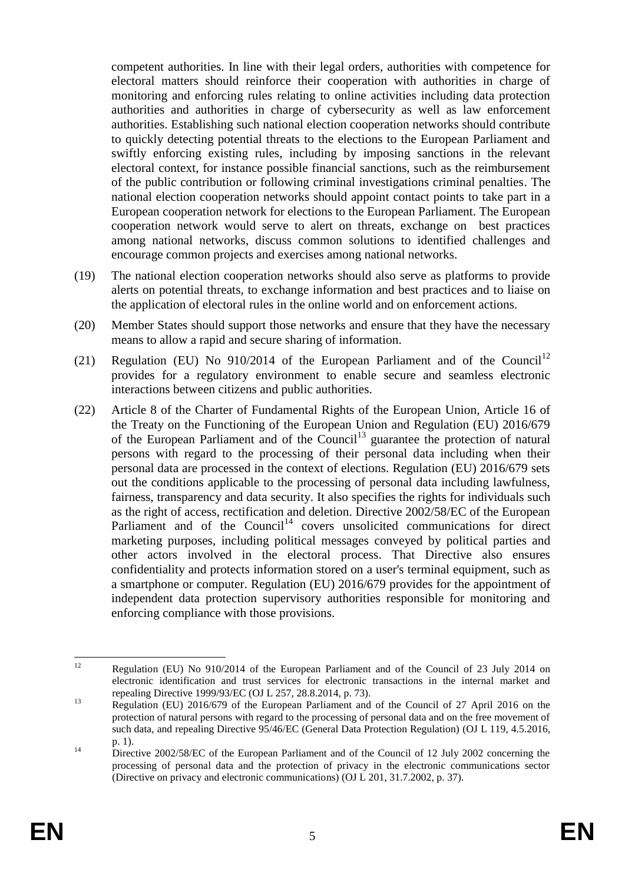competent authorities. In line with their legal orders, authorities with competence for electoral matters should reinforce their cooperation with authorities in charge of monitoring and enforcing rules relating to online activities including data protection authorities and authorities in charge of cybersecurity as well as law enforcement authorities. Establishing such national election cooperation networks should contribute to quickly detecting potential threats to the elections to the European Parliament and swiftly enforcing existing rules, including by imposing sanctions in the relevant electoral context, for instance possible financial sanctions, such as the reimbursement of the public contribution or following criminal investigations criminal penalties. The national election cooperation networks should appoint contact points to take part in a European cooperation network for elections to the European Parliament. The European cooperation network would serve to alert on threats, exchange on best practices among national networks, discuss common solutions to identified challenges and encourage common projects and exercises among national networks.

(19) The national election cooperation networks should also serve as platforms to provide alerts on potential threats, to exchange information and best practices and to liaise on the application of electoral rules in the online world and on enforcement actions.

(20) Member States should support those networks and ensure that they have the necessary means to allow a rapid and secure sharing of information.

(21) Regulation (EU) No 910/2014 of the European Parliament and of the Council[12] provides for a regulatory environment to enable secure and seamless electronic interactions between citizens and public authorities.

(22) Article 8 of the Charter of Fundamental Rights of the European Union, Article 16 of the Treaty on the Functioning of the European Union and Regulation (EU) 2016/679 of the European Parliament and of the Council[13] guarantee the protection of natural persons with regard to the processing of their personal data including when their personal data are processed in the context of elections. Regulation (EU) 2016/679 sets out the conditions applicable to the processing of personal data including lawfulness, fairness, transparency and data security. It also specifies the rights for individuals such as the right of access, rectification and deletion. Directive 2002/58/EC of the European Parliament and of the Council[14] covers unsolicited communications for direct marketing purposes, including political messages conveyed by political parties and other actors involved in the electoral process. That Directive also ensures confidentiality and protects information stored on a user's terminal equipment, such as a smartphone or computer. Regulation (EU) 2016/679 provides for the appointment of independent data protection supervisory authorities responsible for monitoring and enforcing compliance with those provisions.

---

[12] Regulation (EU) No 910/2014 of the European Parliament and of the Council of 23 July 2014 on electronic identification and trust services for electronic transactions in the internal market and repealing Directive 1999/93/EC (OJ L 257, 28.8.2014, p. 73).

[13] Regulation (EU) 2016/679 of the European Parliament and of the Council of 27 April 2016 on the protection of natural persons with regard to the processing of personal data and on the free movement of such data, and repealing Directive 95/46/EC (General Data Protection Regulation) (OJ L 119, 4.5.2016, p. 1).

[14] Directive 2002/58/EC of the European Parliament and of the Council of 12 July 2002 concerning the processing of personal data and the protection of privacy in the electronic communications sector (Directive on privacy and electronic communications) (OJ L 201, 31.7.2002, p. 37).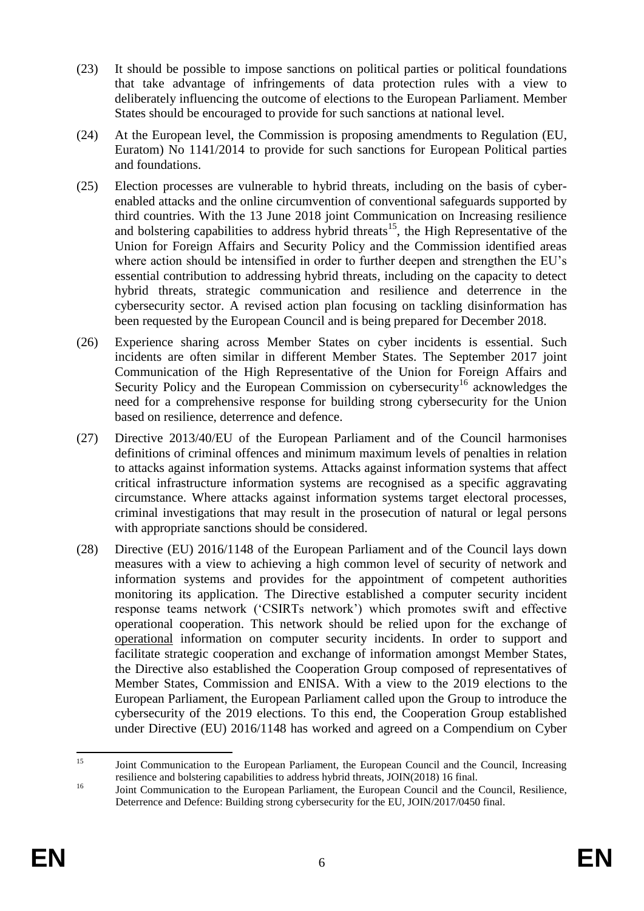(23) It should be possible to impose sanctions on political parties or political foundations that take advantage of infringements of data protection rules with a view to deliberately influencing the outcome of elections to the European Parliament. Member States should be encouraged to provide for such sanctions at national level.

(24) At the European level, the Commission is proposing amendments to Regulation (EU, Euratom) No 1141/2014 to provide for such sanctions for European Political parties and foundations.

(25) Election processes are vulnerable to hybrid threats, including on the basis of cyber-enabled attacks and the online circumvention of conventional safeguards supported by third countries. With the 13 June 2018 joint Communication on Increasing resilience and bolstering capabilities to address hybrid threats[15], the High Representative of the Union for Foreign Affairs and Security Policy and the Commission identified areas where action should be intensified in order to further deepen and strengthen the EU's essential contribution to addressing hybrid threats, including on the capacity to detect hybrid threats, strategic communication and resilience and deterrence in the cybersecurity sector. A revised action plan focusing on tackling disinformation has been requested by the European Council and is being prepared for December 2018.

(26) Experience sharing across Member States on cyber incidents is essential. Such incidents are often similar in different Member States. The September 2017 joint Communication of the High Representative of the Union for Foreign Affairs and Security Policy and the European Commission on cybersecurity[16] acknowledges the need for a comprehensive response for building strong cybersecurity for the Union based on resilience, deterrence and defence.

(27) Directive 2013/40/EU of the European Parliament and of the Council harmonises definitions of criminal offences and minimum maximum levels of penalties in relation to attacks against information systems. Attacks against information systems that affect critical infrastructure information systems are recognised as a specific aggravating circumstance. Where attacks against information systems target electoral processes, criminal investigations that may result in the prosecution of natural or legal persons with appropriate sanctions should be considered.

(28) Directive (EU) 2016/1148 of the European Parliament and of the Council lays down measures with a view to achieving a high common level of security of network and information systems and provides for the appointment of competent authorities monitoring its application. The Directive established a computer security incident response teams network ('CSIRTs network') which promotes swift and effective operational cooperation. This network should be relied upon for the exchange of operational information on computer security incidents. In order to support and facilitate strategic cooperation and exchange of information amongst Member States, the Directive also established the Cooperation Group composed of representatives of Member States, Commission and ENISA. With a view to the 2019 elections to the European Parliament, the European Parliament called upon the Group to introduce the cybersecurity of the 2019 elections. To this end, the Cooperation Group established under Directive (EU) 2016/1148 has worked and agreed on a Compendium on Cyber

---

[15] Joint Communication to the European Parliament, the European Council and the Council, Increasing resilience and bolstering capabilities to address hybrid threats, JOIN(2018) 16 final.

[16] Joint Communication to the European Parliament, the European Council and the Council, Resilience, Deterrence and Defence: Building strong cybersecurity for the EU, JOIN/2017/0450 final.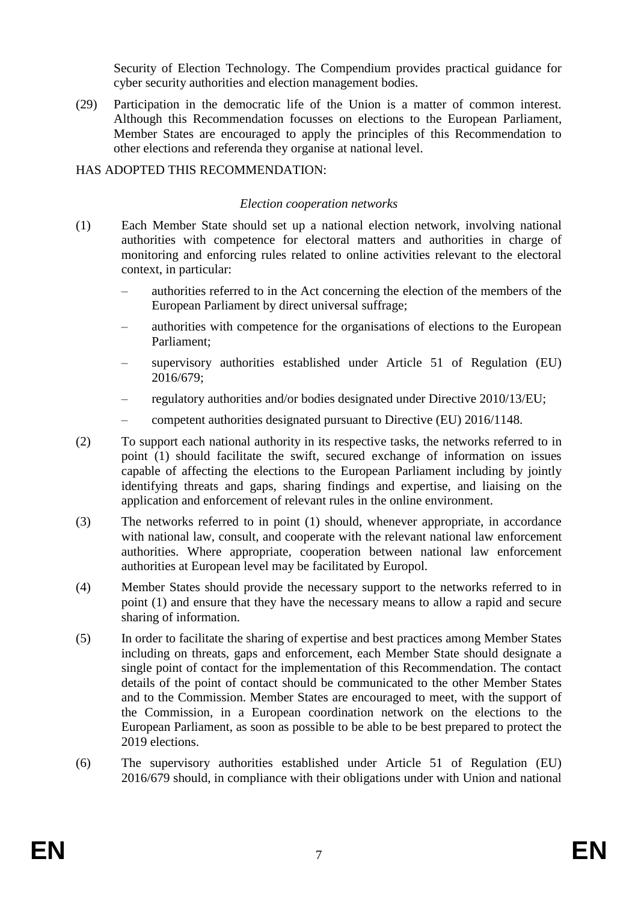Security of Election Technology. The Compendium provides practical guidance for cyber security authorities and election management bodies.

(29) Participation in the democratic life of the Union is a matter of common interest. Although this Recommendation focusses on elections to the European Parliament, Member States are encouraged to apply the principles of this Recommendation to other elections and referenda they organise at national level.

HAS ADOPTED THIS RECOMMENDATION:

*Election cooperation networks*

(1) Each Member State should set up a national election network, involving national authorities with competence for electoral matters and authorities in charge of monitoring and enforcing rules related to online activities relevant to the electoral context, in particular:

– authorities referred to in the Act concerning the election of the members of the European Parliament by direct universal suffrage;

– authorities with competence for the organisations of elections to the European Parliament;

– supervisory authorities established under Article 51 of Regulation (EU) 2016/679;

– regulatory authorities and/or bodies designated under Directive 2010/13/EU;

– competent authorities designated pursuant to Directive (EU) 2016/1148.

(2) To support each national authority in its respective tasks, the networks referred to in point (1) should facilitate the swift, secured exchange of information on issues capable of affecting the elections to the European Parliament including by jointly identifying threats and gaps, sharing findings and expertise, and liaising on the application and enforcement of relevant rules in the online environment.

(3) The networks referred to in point (1) should, whenever appropriate, in accordance with national law, consult, and cooperate with the relevant national law enforcement authorities. Where appropriate, cooperation between national law enforcement authorities at European level may be facilitated by Europol.

(4) Member States should provide the necessary support to the networks referred to in point (1) and ensure that they have the necessary means to allow a rapid and secure sharing of information.

(5) In order to facilitate the sharing of expertise and best practices among Member States including on threats, gaps and enforcement, each Member State should designate a single point of contact for the implementation of this Recommendation. The contact details of the point of contact should be communicated to the other Member States and to the Commission. Member States are encouraged to meet, with the support of the Commission, in a European coordination network on the elections to the European Parliament, as soon as possible to be able to be best prepared to protect the 2019 elections.

(6) The supervisory authorities established under Article 51 of Regulation (EU) 2016/679 should, in compliance with their obligations under with Union and national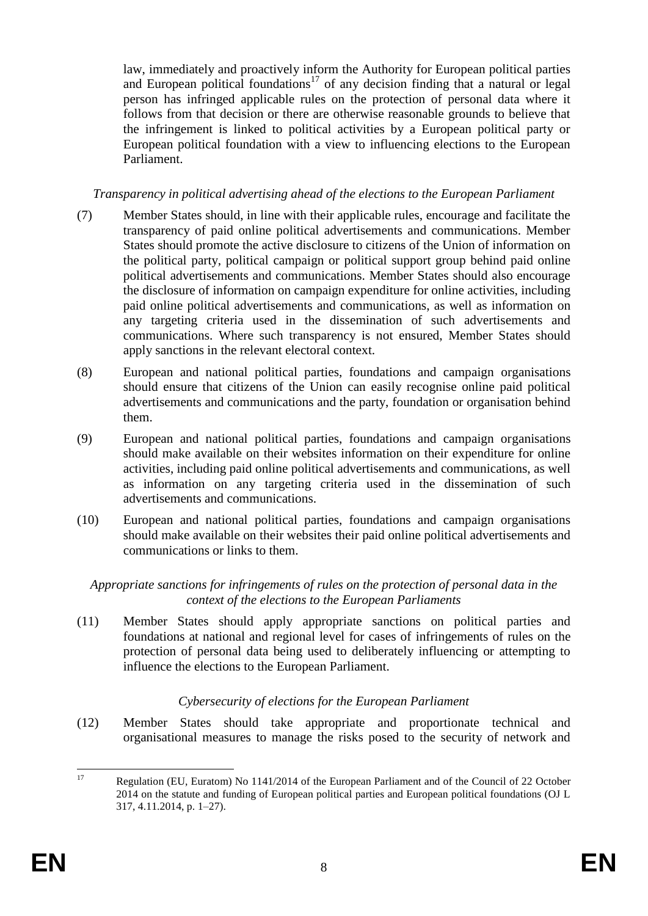law, immediately and proactively inform the Authority for European political parties and European political foundations[17] of any decision finding that a natural or legal person has infringed applicable rules on the protection of personal data where it follows from that decision or there are otherwise reasonable grounds to believe that the infringement is linked to political activities by a European political party or European political foundation with a view to influencing elections to the European Parliament.

*Transparency in political advertising ahead of the elections to the European Parliament*

(7) Member States should, in line with their applicable rules, encourage and facilitate the transparency of paid online political advertisements and communications. Member States should promote the active disclosure to citizens of the Union of information on the political party, political campaign or political support group behind paid online political advertisements and communications. Member States should also encourage the disclosure of information on campaign expenditure for online activities, including paid online political advertisements and communications, as well as information on any targeting criteria used in the dissemination of such advertisements and communications. Where such transparency is not ensured, Member States should apply sanctions in the relevant electoral context.

(8) European and national political parties, foundations and campaign organisations should ensure that citizens of the Union can easily recognise online paid political advertisements and communications and the party, foundation or organisation behind them.

(9) European and national political parties, foundations and campaign organisations should make available on their websites information on their expenditure for online activities, including paid online political advertisements and communications, as well as information on any targeting criteria used in the dissemination of such advertisements and communications.

(10) European and national political parties, foundations and campaign organisations should make available on their websites their paid online political advertisements and communications or links to them.

*Appropriate sanctions for infringements of rules on the protection of personal data in the context of the elections to the European Parliaments*

(11) Member States should apply appropriate sanctions on political parties and foundations at national and regional level for cases of infringements of rules on the protection of personal data being used to deliberately influencing or attempting to influence the elections to the European Parliament.

*Cybersecurity of elections for the European Parliament*

(12) Member States should take appropriate and proportionate technical and organisational measures to manage the risks posed to the security of network and

[17] Regulation (EU, Euratom) No 1141/2014 of the European Parliament and of the Council of 22 October 2014 on the statute and funding of European political parties and European political foundations (OJ L 317, 4.11.2014, p. 1–27).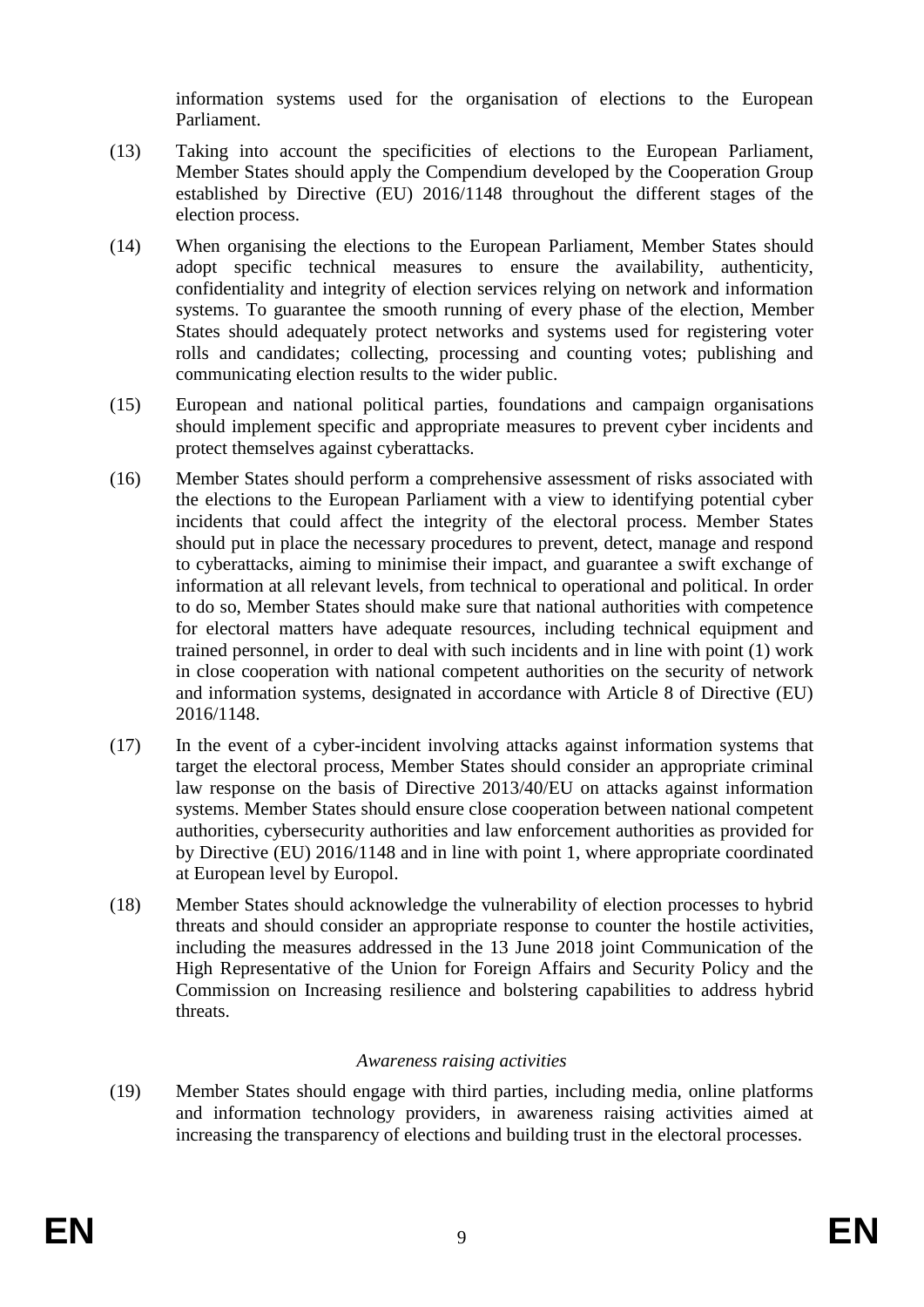information systems used for the organisation of elections to the European Parliament.

(13) Taking into account the specificities of elections to the European Parliament, Member States should apply the Compendium developed by the Cooperation Group established by Directive (EU) 2016/1148 throughout the different stages of the election process.

(14) When organising the elections to the European Parliament, Member States should adopt specific technical measures to ensure the availability, authenticity, confidentiality and integrity of election services relying on network and information systems. To guarantee the smooth running of every phase of the election, Member States should adequately protect networks and systems used for registering voter rolls and candidates; collecting, processing and counting votes; publishing and communicating election results to the wider public.

(15) European and national political parties, foundations and campaign organisations should implement specific and appropriate measures to prevent cyber incidents and protect themselves against cyberattacks.

(16) Member States should perform a comprehensive assessment of risks associated with the elections to the European Parliament with a view to identifying potential cyber incidents that could affect the integrity of the electoral process. Member States should put in place the necessary procedures to prevent, detect, manage and respond to cyberattacks, aiming to minimise their impact, and guarantee a swift exchange of information at all relevant levels, from technical to operational and political. In order to do so, Member States should make sure that national authorities with competence for electoral matters have adequate resources, including technical equipment and trained personnel, in order to deal with such incidents and in line with point (1) work in close cooperation with national competent authorities on the security of network and information systems, designated in accordance with Article 8 of Directive (EU) 2016/1148.

(17) In the event of a cyber-incident involving attacks against information systems that target the electoral process, Member States should consider an appropriate criminal law response on the basis of Directive 2013/40/EU on attacks against information systems. Member States should ensure close cooperation between national competent authorities, cybersecurity authorities and law enforcement authorities as provided for by Directive (EU) 2016/1148 and in line with point 1, where appropriate coordinated at European level by Europol.

(18) Member States should acknowledge the vulnerability of election processes to hybrid threats and should consider an appropriate response to counter the hostile activities, including the measures addressed in the 13 June 2018 joint Communication of the High Representative of the Union for Foreign Affairs and Security Policy and the Commission on Increasing resilience and bolstering capabilities to address hybrid threats.

*Awareness raising activities*

(19) Member States should engage with third parties, including media, online platforms and information technology providers, in awareness raising activities aimed at increasing the transparency of elections and building trust in the electoral processes.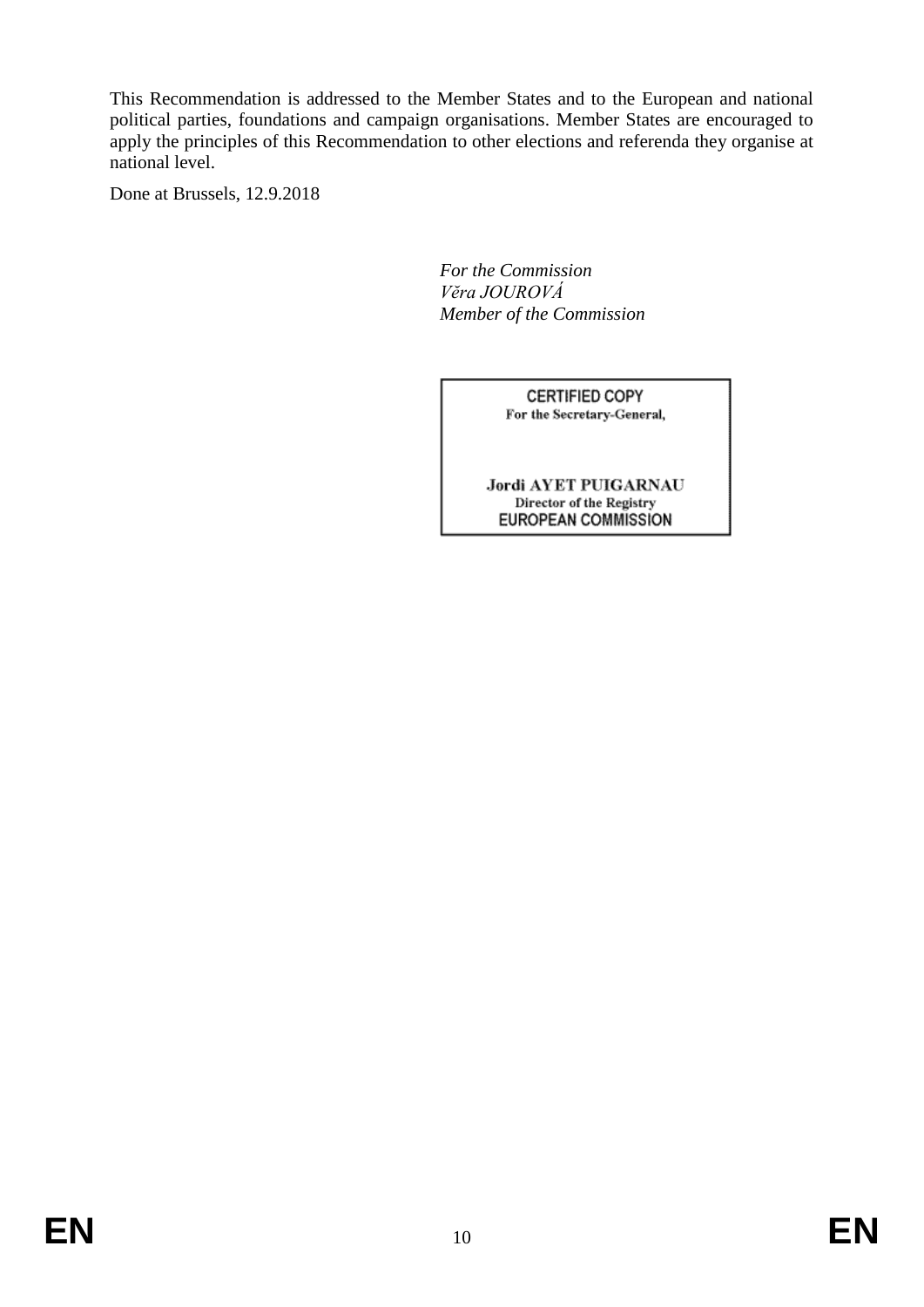This Recommendation is addressed to the Member States and to the European and national political parties, foundations and campaign organisations. Member States are encouraged to apply the principles of this Recommendation to other elections and referenda they organise at national level.

Done at Brussels, 12.9.2018

*For the Commission*
*Věra JOUROVÁ*
*Member of the Commission*

CERTIFIED COPY
For the Secretary-General,

**Jordi AYET PUIGARNAU**
Director of the Registry
EUROPEAN COMMISSION